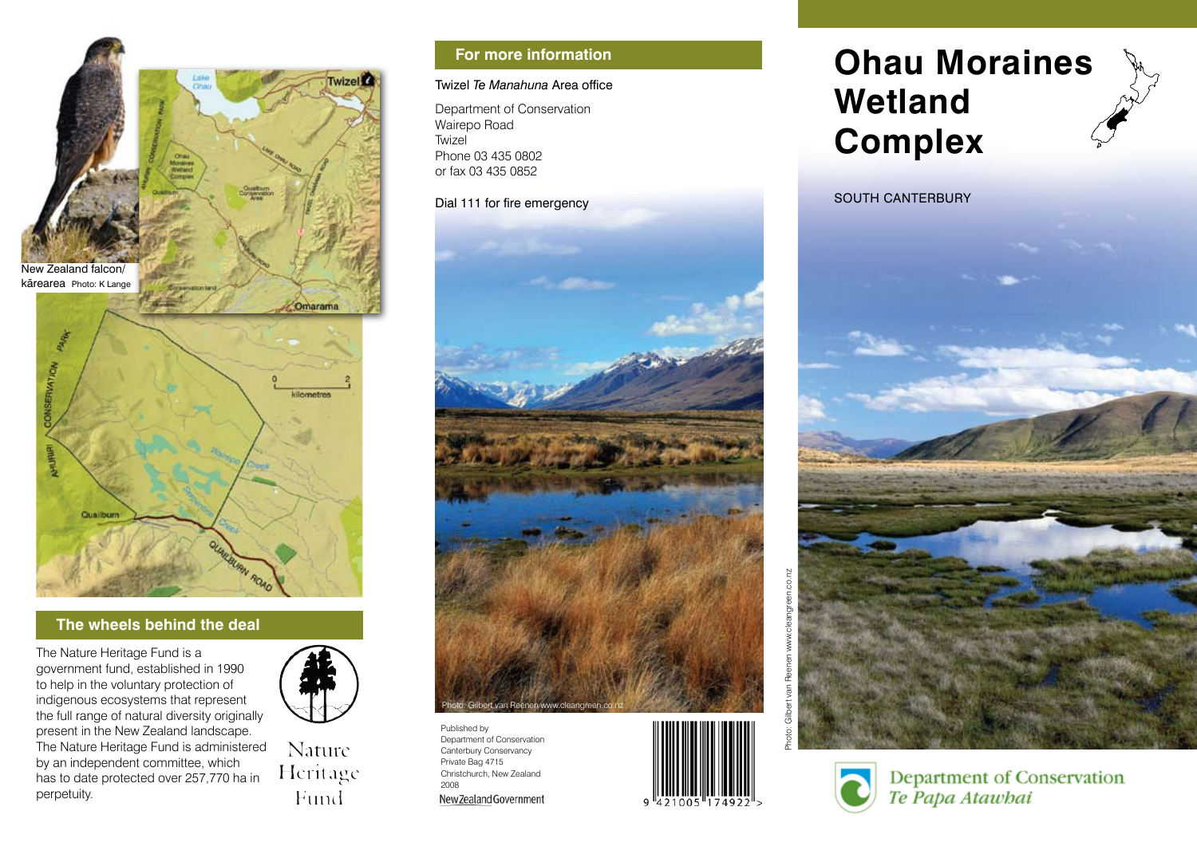New Zealand falcon/ kārearea Photo: K Lange

## The wheels behind the deal

The Nature Heritage Fund is a government fund, established in 1990 to help in the voluntary protection of indigenous ecosystems that represent the full range of natural diversity originally present in the New Zealand landscape. The Nature Heritage Fund is administered by an independent committee, which has to date protected over 257,770 ha in perpetuity.

Nature Heritage Fund

## For more information

Twizel *Te Manahuna* Area office

Department of Conservation
Wairepo Road
Twizel
Phone 03 435 0802
or fax 03 435 0852

Dial 111 for fire emergency

Photo: Gilbert van Reenen www.cleangreen.co.nz

Published by
Department of Conservation
Canterbury Conservancy
Private Bag 4715
Christchurch, New Zealand
2008

New Zealand Government

# Ohau Moraines Wetland Complex

SOUTH CANTERBURY

Photo: Gilbert van Reenen www.cleangreen.co.nz

Department of Conservation
*Te Papa Atawhai*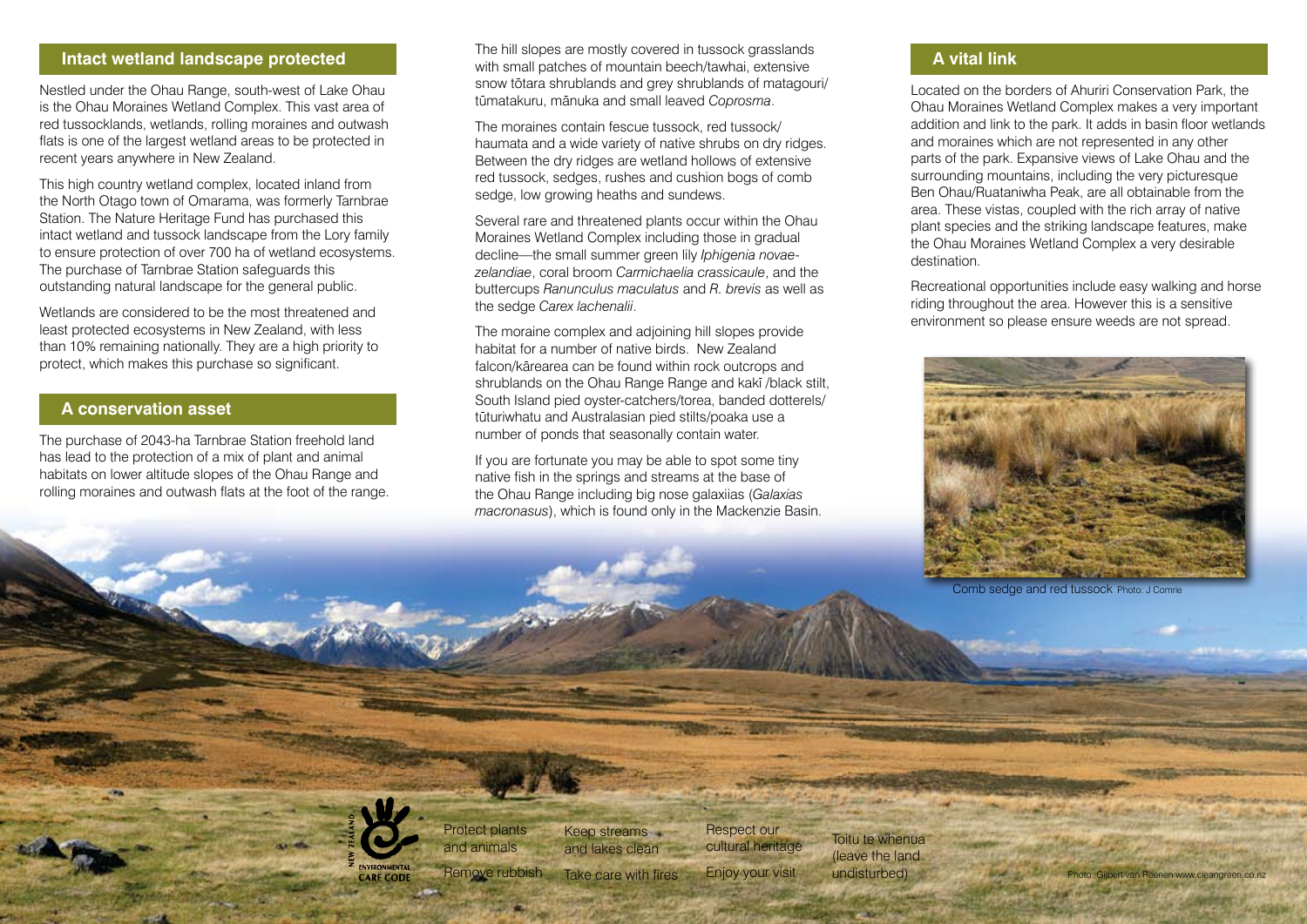## Intact wetland landscape protected

Nestled under the Ohau Range, south-west of Lake Ohau is the Ohau Moraines Wetland Complex. This vast area of red tussocklands, wetlands, rolling moraines and outwash flats is one of the largest wetland areas to be protected in recent years anywhere in New Zealand.

This high country wetland complex, located inland from the North Otago town of Omarama, was formerly Tarnbrae Station. The Nature Heritage Fund has purchased this intact wetland and tussock landscape from the Lory family to ensure protection of over 700 ha of wetland ecosystems. The purchase of Tarnbrae Station safeguards this outstanding natural landscape for the general public.

Wetlands are considered to be the most threatened and least protected ecosystems in New Zealand, with less than 10% remaining nationally. They are a high priority to protect, which makes this purchase so significant.

## A conservation asset

The purchase of 2043-ha Tarnbrae Station freehold land has lead to the protection of a mix of plant and animal habitats on lower altitude slopes of the Ohau Range and rolling moraines and outwash flats at the foot of the range.

The hill slopes are mostly covered in tussock grasslands with small patches of mountain beech/tawhai, extensive snow tōtara shrublands and grey shrublands of matagouri/tūmatakuru, mānuka and small leaved *Coprosma*.

The moraines contain fescue tussock, red tussock/haumata and a wide variety of native shrubs on dry ridges. Between the dry ridges are wetland hollows of extensive red tussock, sedges, rushes and cushion bogs of comb sedge, low growing heaths and sundews.

Several rare and threatened plants occur within the Ohau Moraines Wetland Complex including those in gradual decline—the small summer green lily *Iphigenia novae-zelandiae*, coral broom *Carmichaelia crassicaule*, and the buttercups *Ranunculus maculatus* and *R. brevis* as well as the sedge *Carex lachenalii*.

The moraine complex and adjoining hill slopes provide habitat for a number of native birds. New Zealand falcon/kārearea can be found within rock outcrops and shrublands on the Ohau Range Range and kakī /black stilt, South Island pied oyster-catchers/torea, banded dotterels/tūturiwhatu and Australasian pied stilts/poaka use a number of ponds that seasonally contain water.

If you are fortunate you may be able to spot some tiny native fish in the springs and streams at the base of the Ohau Range including big nose galaxiias (*Galaxias macronasus*), which is found only in the Mackenzie Basin.

## A vital link

Located on the borders of Ahuriri Conservation Park, the Ohau Moraines Wetland Complex makes a very important addition and link to the park. It adds in basin floor wetlands and moraines which are not represented in any other parts of the park. Expansive views of Lake Ohau and the surrounding mountains, including the very picturesque Ben Ohau/Ruataniwha Peak, are all obtainable from the area. These vistas, coupled with the rich array of native plant species and the striking landscape features, make the Ohau Moraines Wetland Complex a very desirable destination.

Recreational opportunities include easy walking and horse riding throughout the area. However this is a sensitive environment so please ensure weeds are not spread.

Comb sedge and red tussock Photo: J Comrie

NEW ZEALAND ENVIRONMENTAL CARE CODE

Protect plants and animals

Remove rubbish

Keep streams and lakes clean

Take care with fires

Respect our cultural heritage

Enjoy your visit

Toitu te whenua (leave the land undisturbed)

Photo: Gilbert van Reenen www.cleangreen.co.nz